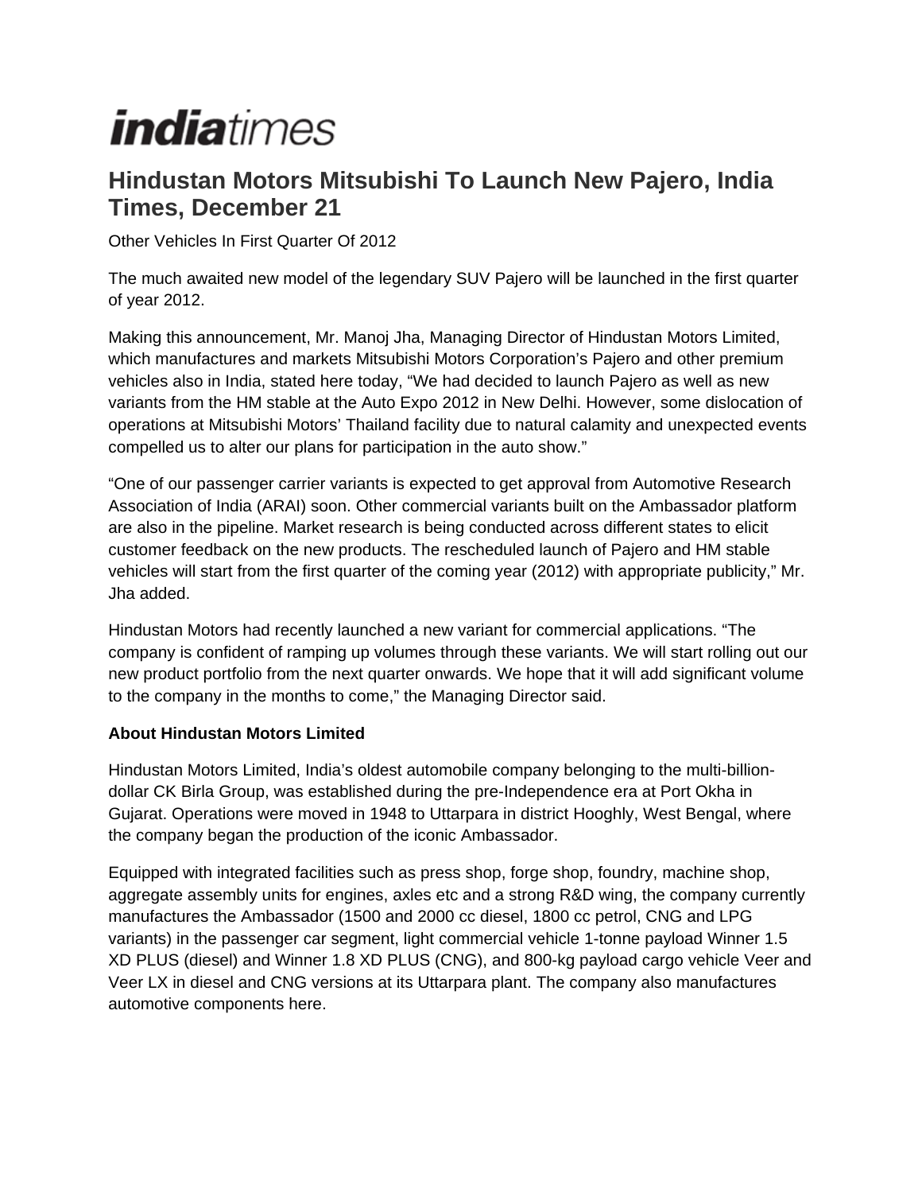**india**times

# Hindustan Motors Mitsubishi To Launch New Pajero, India Times, December 21

Other Vehicles In First Quarter Of 2012

The much awaited new model of the legendary SUV Pajero will be launched in the first quarter of year 2012.

Making this announcement, Mr. Manoj Jha, Managing Director of Hindustan Motors Limited, which manufactures and markets Mitsubishi Motors Corporation's Pajero and other premium vehicles also in India, stated here today, "We had decided to launch Pajero as well as new variants from the HM stable at the Auto Expo 2012 in New Delhi. However, some dislocation of operations at Mitsubishi Motors' Thailand facility due to natural calamity and unexpected events compelled us to alter our plans for participation in the auto show."

"One of our passenger carrier variants is expected to get approval from Automotive Research Association of India (ARAI) soon. Other commercial variants built on the Ambassador platform are also in the pipeline. Market research is being conducted across different states to elicit customer feedback on the new products. The rescheduled launch of Pajero and HM stable vehicles will start from the first quarter of the coming year (2012) with appropriate publicity," Mr. Jha added.

Hindustan Motors had recently launched a new variant for commercial applications. "The company is confident of ramping up volumes through these variants. We will start rolling out our new product portfolio from the next quarter onwards. We hope that it will add significant volume to the company in the months to come," the Managing Director said.

**About Hindustan Motors Limited**

Hindustan Motors Limited, India's oldest automobile company belonging to the multi-billion-dollar CK Birla Group, was established during the pre-Independence era at Port Okha in Gujarat. Operations were moved in 1948 to Uttarpara in district Hooghly, West Bengal, where the company began the production of the iconic Ambassador.

Equipped with integrated facilities such as press shop, forge shop, foundry, machine shop, aggregate assembly units for engines, axles etc and a strong R&D wing, the company currently manufactures the Ambassador (1500 and 2000 cc diesel, 1800 cc petrol, CNG and LPG variants) in the passenger car segment, light commercial vehicle 1-tonne payload Winner 1.5 XD PLUS (diesel) and Winner 1.8 XD PLUS (CNG), and 800-kg payload cargo vehicle Veer and Veer LX in diesel and CNG versions at its Uttarpara plant. The company also manufactures automotive components here.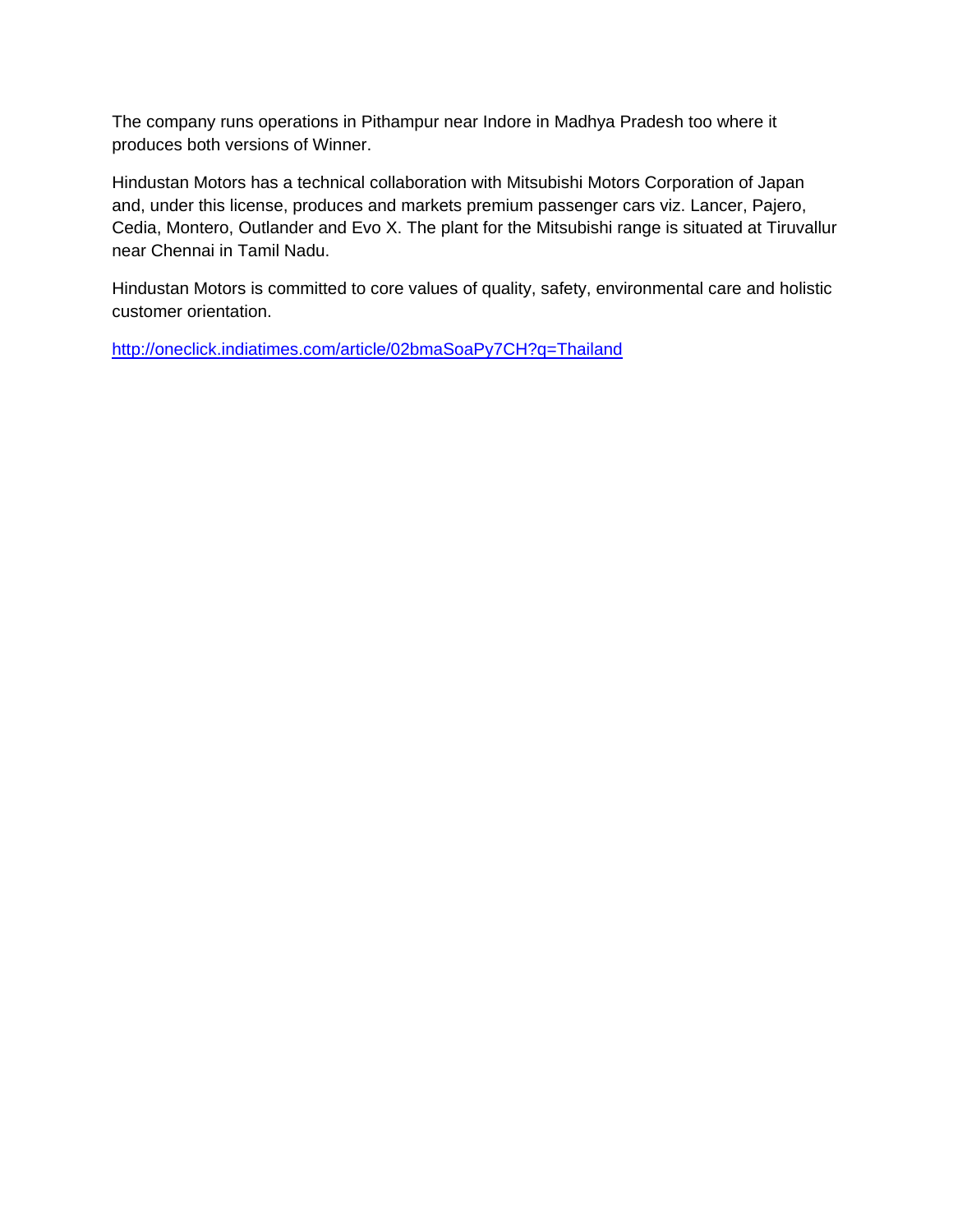The company runs operations in Pithampur near Indore in Madhya Pradesh too where it produces both versions of Winner.

Hindustan Motors has a technical collaboration with Mitsubishi Motors Corporation of Japan and, under this license, produces and markets premium passenger cars viz. Lancer, Pajero, Cedia, Montero, Outlander and Evo X. The plant for the Mitsubishi range is situated at Tiruvallur near Chennai in Tamil Nadu.

Hindustan Motors is committed to core values of quality, safety, environmental care and holistic customer orientation.

http://oneclick.indiatimes.com/article/02bmaSoaPy7CH?q=Thailand